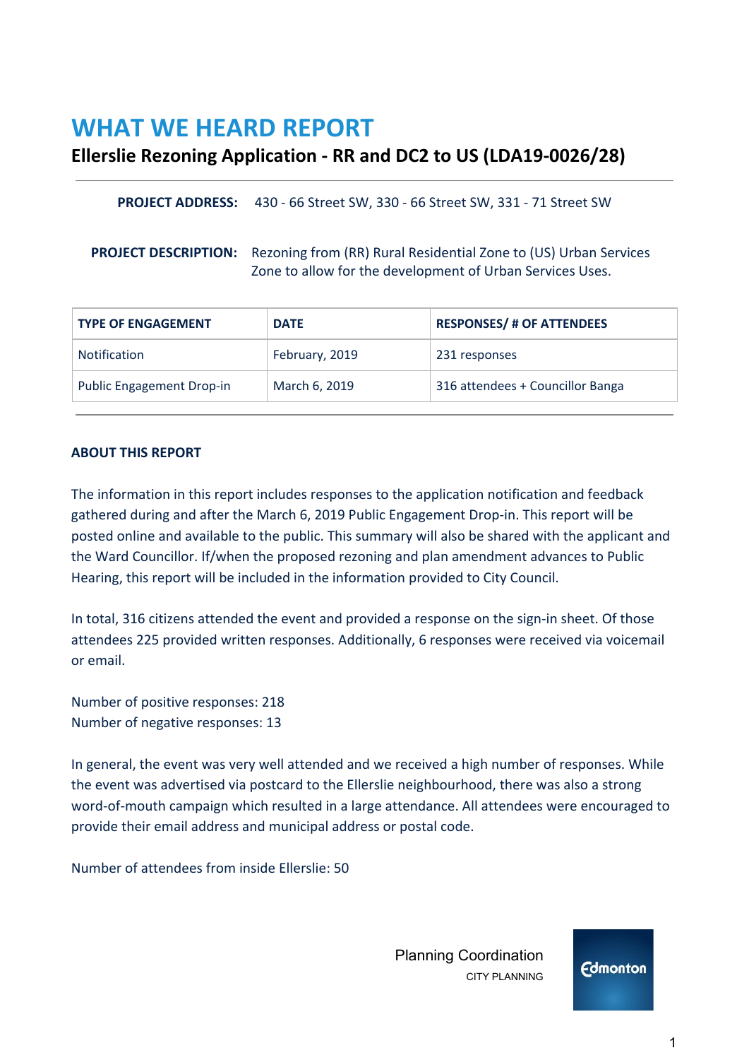# WHAT WE HEARD REPORT

## Ellerslie Rezoning Application - RR and DC2 to US (LDA19-0026/28)

**PROJECT ADDRESS:** 430 - 66 Street SW, 330 - 66 Street SW, 331 - 71 Street SW

**PROJECT DESCRIPTION:** Rezoning from (RR) Rural Residential Zone to (US) Urban Services Zone to allow for the development of Urban Services Uses.

| TYPE OF ENGAGEMENT | DATE | RESPONSES/ # OF ATTENDEES |
|---|---|---|
| Notification | February, 2019 | 231 responses |
| Public Engagement Drop-in | March 6, 2019 | 316 attendees + Councillor Banga |

**ABOUT THIS REPORT**

The information in this report includes responses to the application notification and feedback gathered during and after the March 6, 2019 Public Engagement Drop-in. This report will be posted online and available to the public. This summary will also be shared with the applicant and the Ward Councillor. If/when the proposed rezoning and plan amendment advances to Public Hearing, this report will be included in the information provided to City Council.

In total, 316 citizens attended the event and provided a response on the sign-in sheet. Of those attendees 225 provided written responses. Additionally, 6 responses were received via voicemail or email.

Number of positive responses: 218
Number of negative responses: 13

In general, the event was very well attended and we received a high number of responses. While the event was advertised via postcard to the Ellerslie neighbourhood, there was also a strong word-of-mouth campaign which resulted in a large attendance. All attendees were encouraged to provide their email address and municipal address or postal code.

Number of attendees from inside Ellerslie: 50

Planning Coordination
CITY PLANNING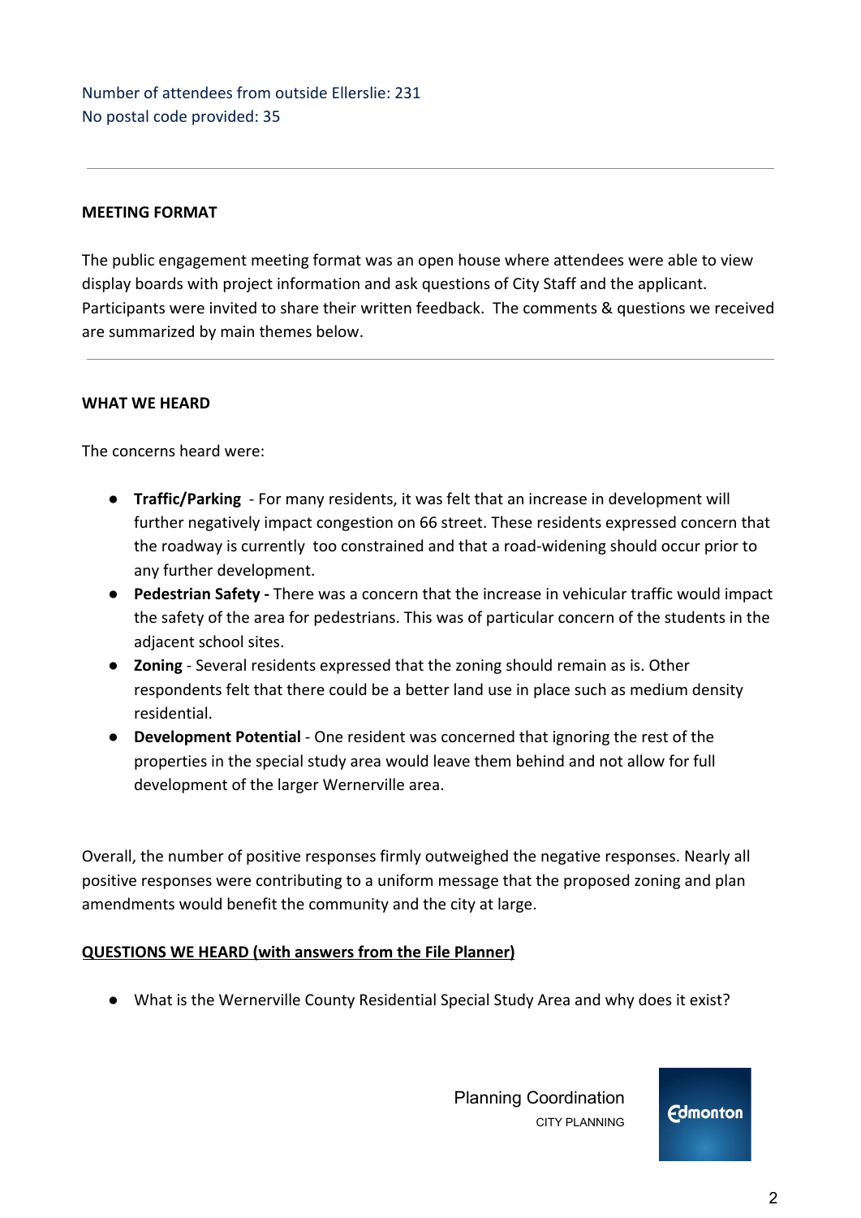Number of attendees from outside Ellerslie: 231
No postal code provided: 35

---

**MEETING FORMAT**

The public engagement meeting format was an open house where attendees were able to view display boards with project information and ask questions of City Staff and the applicant. Participants were invited to share their written feedback. The comments & questions we received are summarized by main themes below.

---

**WHAT WE HEARD**

The concerns heard were:

- **Traffic/Parking** - For many residents, it was felt that an increase in development will further negatively impact congestion on 66 street. These residents expressed concern that the roadway is currently too constrained and that a road-widening should occur prior to any further development.
- **Pedestrian Safety -** There was a concern that the increase in vehicular traffic would impact the safety of the area for pedestrians. This was of particular concern of the students in the adjacent school sites.
- **Zoning** - Several residents expressed that the zoning should remain as is. Other respondents felt that there could be a better land use in place such as medium density residential.
- **Development Potential** - One resident was concerned that ignoring the rest of the properties in the special study area would leave them behind and not allow for full development of the larger Wernerville area.

Overall, the number of positive responses firmly outweighed the negative responses. Nearly all positive responses were contributing to a uniform message that the proposed zoning and plan amendments would benefit the community and the city at large.

**QUESTIONS WE HEARD (with answers from the File Planner)**

- What is the Wernerville County Residential Special Study Area and why does it exist?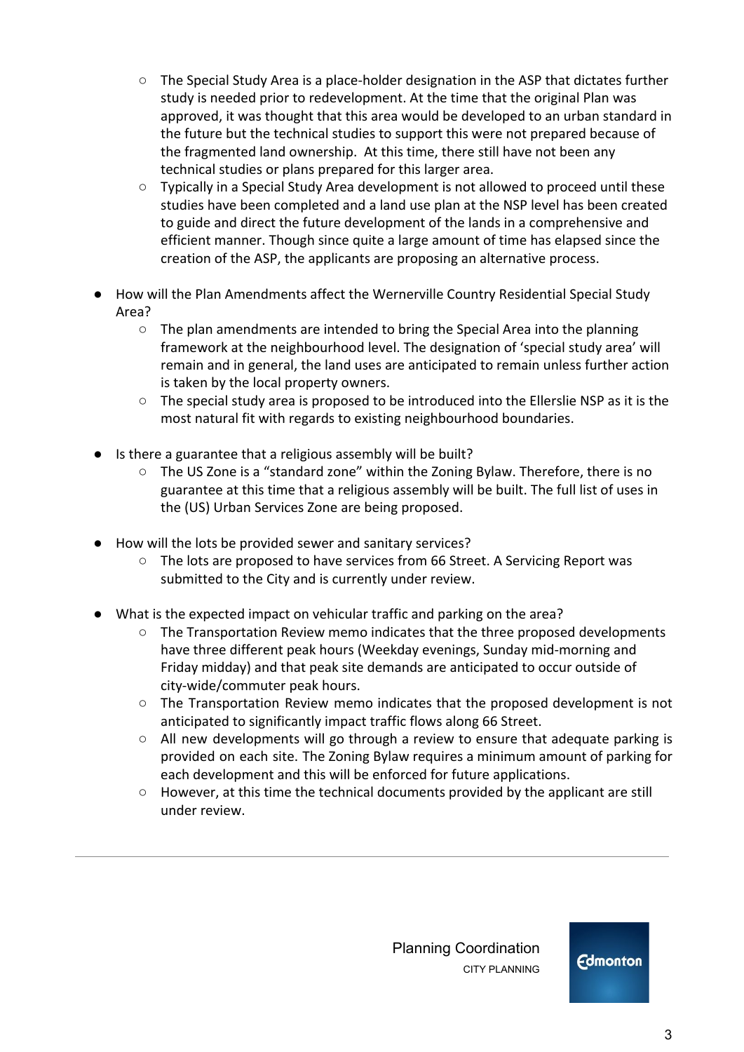- The Special Study Area is a place-holder designation in the ASP that dictates further study is needed prior to redevelopment. At the time that the original Plan was approved, it was thought that this area would be developed to an urban standard in the future but the technical studies to support this were not prepared because of the fragmented land ownership. At this time, there still have not been any technical studies or plans prepared for this larger area.
  - Typically in a Special Study Area development is not allowed to proceed until these studies have been completed and a land use plan at the NSP level has been created to guide and direct the future development of the lands in a comprehensive and efficient manner. Though since quite a large amount of time has elapsed since the creation of the ASP, the applicants are proposing an alternative process.

- How will the Plan Amendments affect the Wernerville Country Residential Special Study Area?
  - The plan amendments are intended to bring the Special Area into the planning framework at the neighbourhood level. The designation of 'special study area' will remain and in general, the land uses are anticipated to remain unless further action is taken by the local property owners.
  - The special study area is proposed to be introduced into the Ellerslie NSP as it is the most natural fit with regards to existing neighbourhood boundaries.

- Is there a guarantee that a religious assembly will be built?
  - The US Zone is a "standard zone" within the Zoning Bylaw. Therefore, there is no guarantee at this time that a religious assembly will be built. The full list of uses in the (US) Urban Services Zone are being proposed.

- How will the lots be provided sewer and sanitary services?
  - The lots are proposed to have services from 66 Street. A Servicing Report was submitted to the City and is currently under review.

- What is the expected impact on vehicular traffic and parking on the area?
  - The Transportation Review memo indicates that the three proposed developments have three different peak hours (Weekday evenings, Sunday mid-morning and Friday midday) and that peak site demands are anticipated to occur outside of city-wide/commuter peak hours.
  - The Transportation Review memo indicates that the proposed development is not anticipated to significantly impact traffic flows along 66 Street.
  - All new developments will go through a review to ensure that adequate parking is provided on each site. The Zoning Bylaw requires a minimum amount of parking for each development and this will be enforced for future applications.
  - However, at this time the technical documents provided by the applicant are still under review.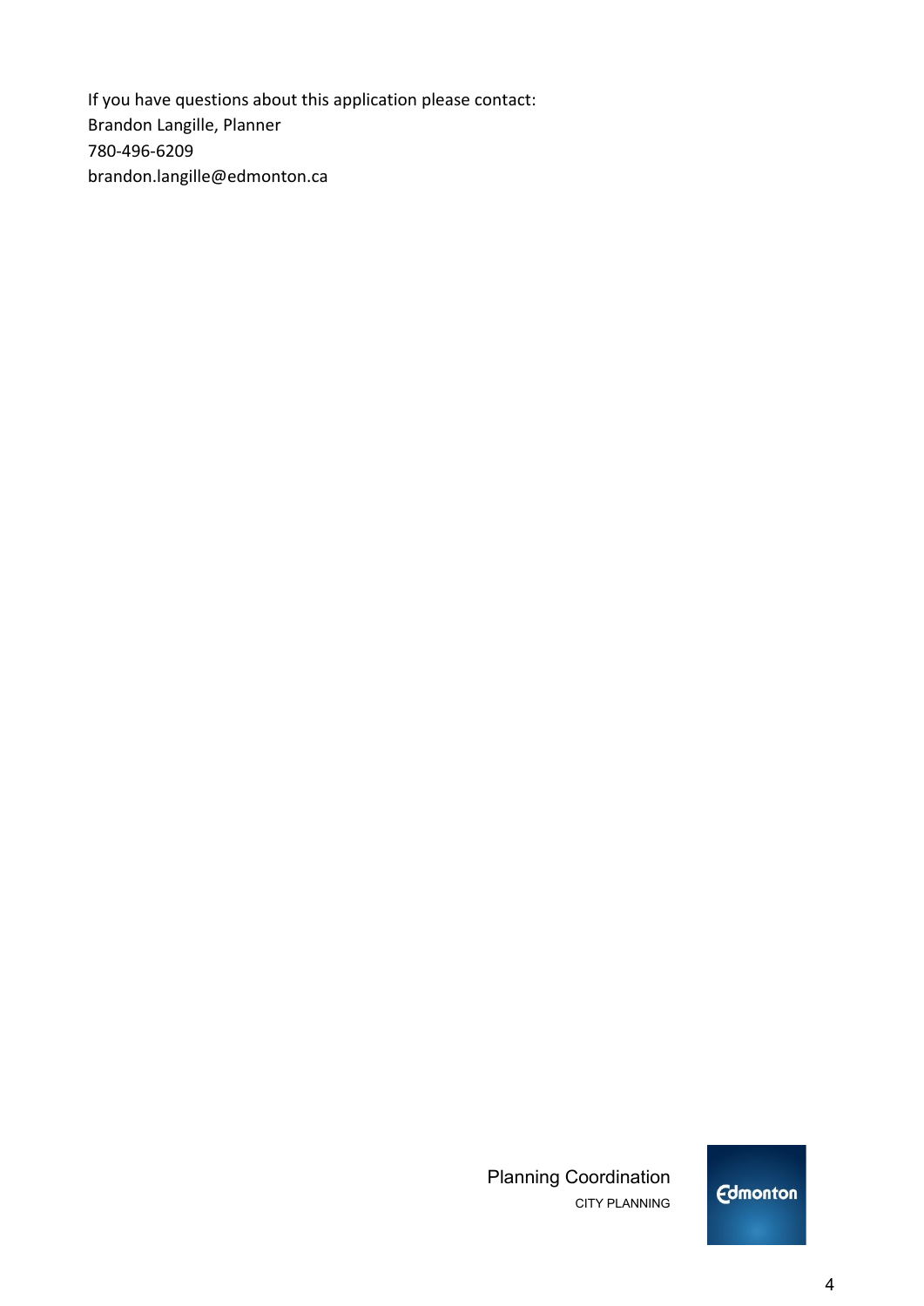If you have questions about this application please contact:
Brandon Langille, Planner
780-496-6209
brandon.langille@edmonton.ca